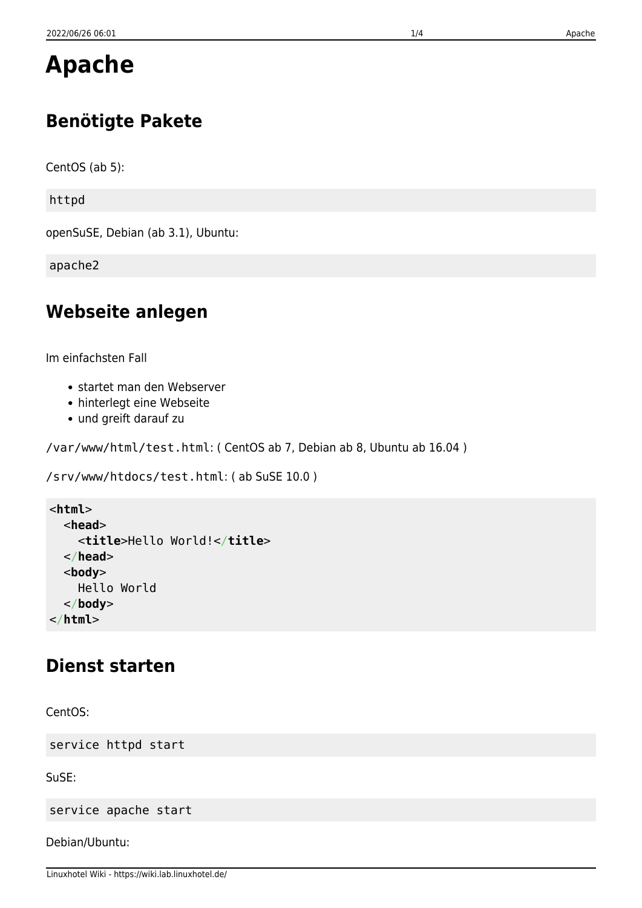# Apache

## Benötigte Pakete

CentOS (ab 5):

```
httpd
```

openSuSE, Debian (ab 3.1), Ubuntu:

```
apache2
```

## Webseite anlegen

Im einfachsten Fall

- startet man den Webserver
- hinterlegt eine Webseite
- und greift darauf zu

`/var/www/html/test.html`: ( CentOS ab 7, Debian ab 8, Ubuntu ab 16.04 )

`/srv/www/htdocs/test.html`: ( ab SuSE 10.0 )

```
<html>
  <head>
    <title>Hello World!</title>
  </head>
  <body>
    Hello World
  </body>
</html>
```

## Dienst starten

CentOS:

```
service httpd start
```

SuSE:

```
service apache start
```

Debian/Ubuntu: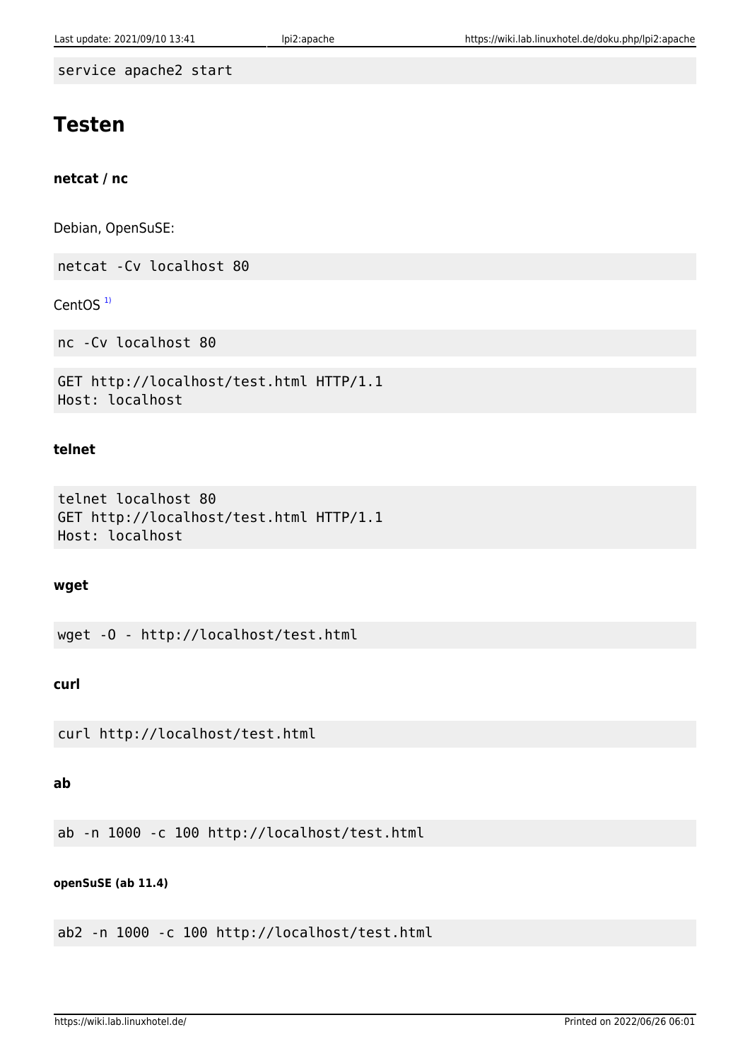```
service apache2 start
```

# Testen

**netcat / nc**

Debian, OpenSuSE:

```
netcat -Cv localhost 80
```

CentOS [1)]

```
nc -Cv localhost 80
```

```
GET http://localhost/test.html HTTP/1.1
Host: localhost
```

**telnet**

```
telnet localhost 80
GET http://localhost/test.html HTTP/1.1
Host: localhost
```

**wget**

```
wget -O - http://localhost/test.html
```

**curl**

```
curl http://localhost/test.html
```

**ab**

```
ab -n 1000 -c 100 http://localhost/test.html
```

**openSuSE (ab 11.4)**

```
ab2 -n 1000 -c 100 http://localhost/test.html
```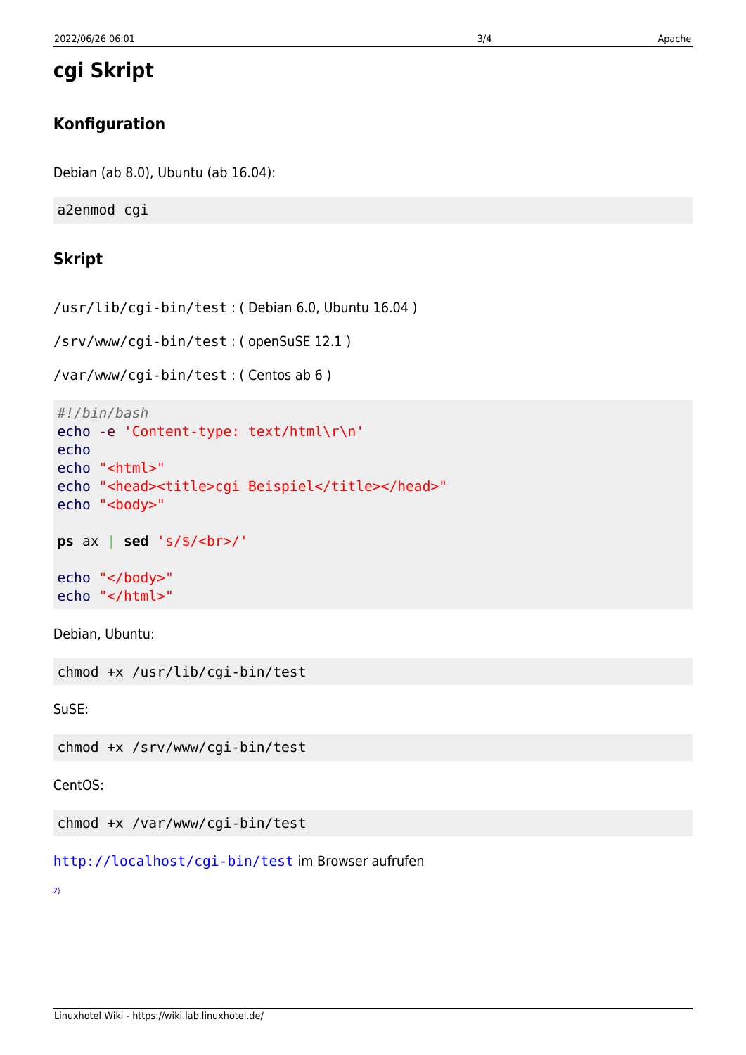# cgi Skript

## Konfiguration

Debian (ab 8.0), Ubuntu (ab 16.04):

```
a2enmod cgi
```

## Skript

`/usr/lib/cgi-bin/test` : ( Debian 6.0, Ubuntu 16.04 )

`/srv/www/cgi-bin/test` : ( openSuSE 12.1 )

`/var/www/cgi-bin/test` : ( Centos ab 6 )

```
#!/bin/bash
echo -e 'Content-type: text/html\r\n'
echo
echo "<html>"
echo "<head><title>cgi Beispiel</title></head>"
echo "<body>"

ps ax | sed 's/$/<br>/'

echo "</body>"
echo "</html>"
```

Debian, Ubuntu:

```
chmod +x /usr/lib/cgi-bin/test
```

SuSE:

```
chmod +x /srv/www/cgi-bin/test
```

CentOS:

```
chmod +x /var/www/cgi-bin/test
```

`http://localhost/cgi-bin/test` im Browser aufrufen

[2)]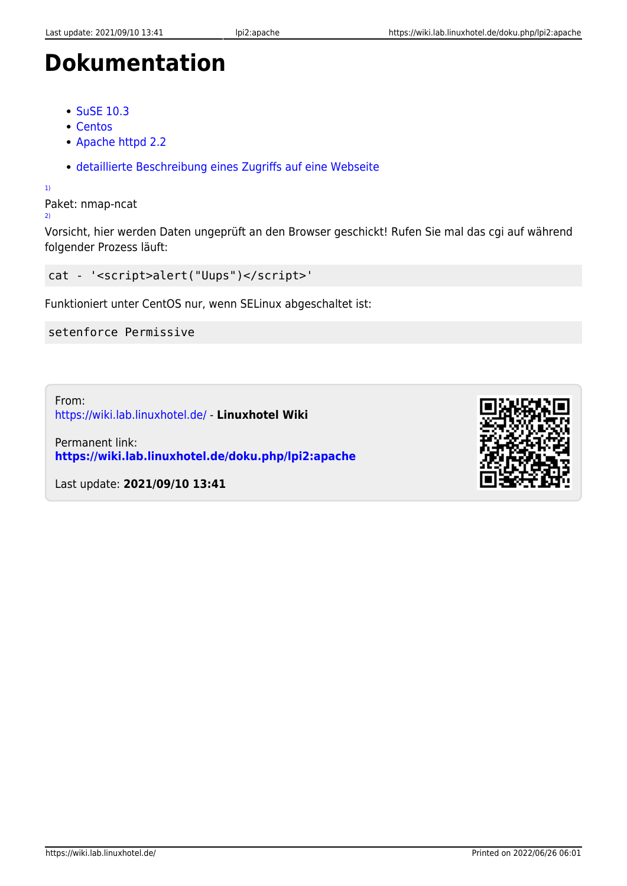# Dokumentation

- SuSE 10.3
- Centos
- Apache httpd 2.2

- detaillierte Beschreibung eines Zugriffs auf eine Webseite

[1]
Paket: nmap-ncat
[2]
Vorsicht, hier werden Daten ungeprüft an den Browser geschickt! Rufen Sie mal das cgi auf während folgender Prozess läuft:

```
cat - '<script>alert("Uups")</script>'
```

Funktioniert unter CentOS nur, wenn SELinux abgeschaltet ist:

```
setenforce Permissive
```

From:
https://wiki.lab.linuxhotel.de/ - **Linuxhotel Wiki**

Permanent link:
**https://wiki.lab.linuxhotel.de/doku.php/lpi2:apache**

Last update: **2021/09/10 13:41**